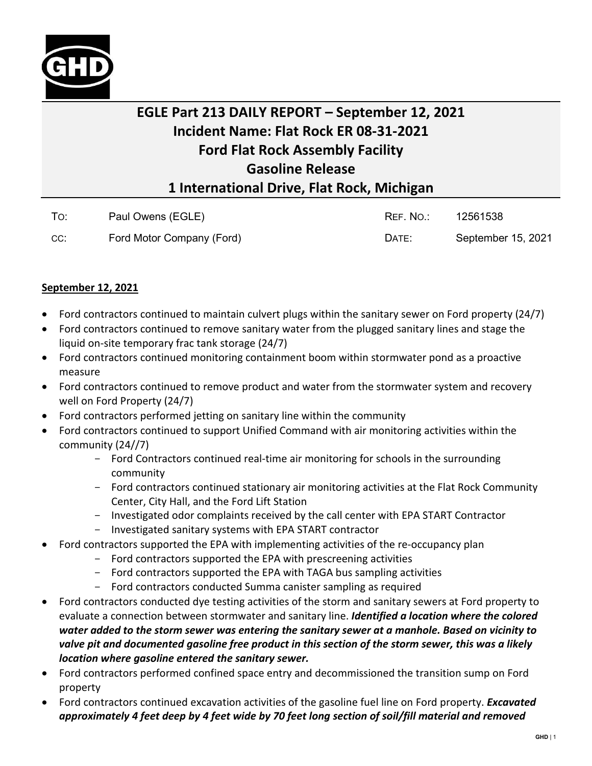# EGLE Part 213 DAILY REPORT – September 12, 2021
# Incident Name: Flat Rock ER 08-31-2021
# Ford Flat Rock Assembly Facility
# Gasoline Release
# 1 International Drive, Flat Rock, Michigan

| | | | |
|---|---|---|---|
| TO: | Paul Owens (EGLE) | REF. NO.: | 12561538 |
| CC: | Ford Motor Company (Ford) | DATE: | September 15, 2021 |

**September 12, 2021**

- Ford contractors continued to maintain culvert plugs within the sanitary sewer on Ford property (24/7)
- Ford contractors continued to remove sanitary water from the plugged sanitary lines and stage the liquid on-site temporary frac tank storage (24/7)
- Ford contractors continued monitoring containment boom within stormwater pond as a proactive measure
- Ford contractors continued to remove product and water from the stormwater system and recovery well on Ford Property (24/7)
- Ford contractors performed jetting on sanitary line within the community
- Ford contractors continued to support Unified Command with air monitoring activities within the community (24//7)
  - Ford Contractors continued real-time air monitoring for schools in the surrounding community
  - Ford contractors continued stationary air monitoring activities at the Flat Rock Community Center, City Hall, and the Ford Lift Station
  - Investigated odor complaints received by the call center with EPA START Contractor
  - Investigated sanitary systems with EPA START contractor
- Ford contractors supported the EPA with implementing activities of the re-occupancy plan
  - Ford contractors supported the EPA with prescreening activities
  - Ford contractors supported the EPA with TAGA bus sampling activities
  - Ford contractors conducted Summa canister sampling as required
- Ford contractors conducted dye testing activities of the storm and sanitary sewers at Ford property to evaluate a connection between stormwater and sanitary line. ***Identified a location where the colored water added to the storm sewer was entering the sanitary sewer at a manhole. Based on vicinity to valve pit and documented gasoline free product in this section of the storm sewer, this was a likely location where gasoline entered the sanitary sewer.***
- Ford contractors performed confined space entry and decommissioned the transition sump on Ford property
- Ford contractors continued excavation activities of the gasoline fuel line on Ford property. ***Excavated approximately 4 feet deep by 4 feet wide by 70 feet long section of soil/fill material and removed***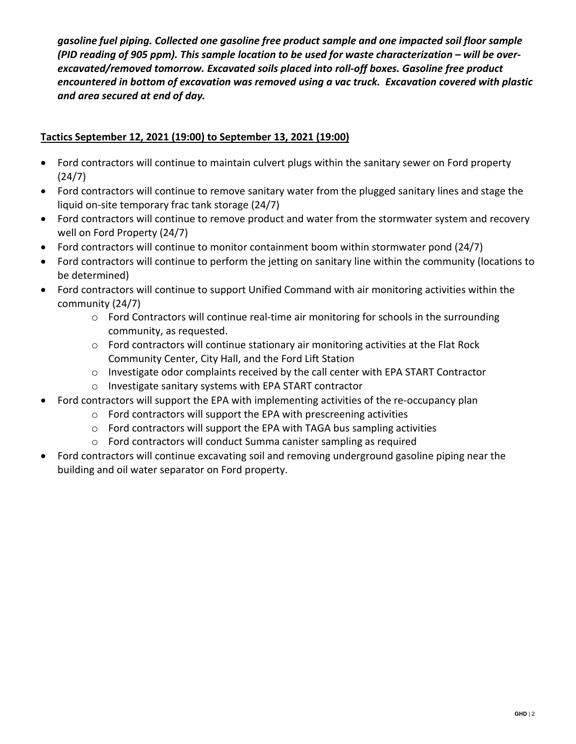***gasoline fuel piping. Collected one gasoline free product sample and one impacted soil floor sample (PID reading of 905 ppm). This sample location to be used for waste characterization – will be over-excavated/removed tomorrow. Excavated soils placed into roll-off boxes. Gasoline free product encountered in bottom of excavation was removed using a vac truck. Excavation covered with plastic and area secured at end of day.***

**<u>Tactics September 12, 2021 (19:00) to September 13, 2021 (19:00)</u>**

- Ford contractors will continue to maintain culvert plugs within the sanitary sewer on Ford property (24/7)
- Ford contractors will continue to remove sanitary water from the plugged sanitary lines and stage the liquid on-site temporary frac tank storage (24/7)
- Ford contractors will continue to remove product and water from the stormwater system and recovery well on Ford Property (24/7)
- Ford contractors will continue to monitor containment boom within stormwater pond (24/7)
- Ford contractors will continue to perform the jetting on sanitary line within the community (locations to be determined)
- Ford contractors will continue to support Unified Command with air monitoring activities within the community (24/7)
    - Ford Contractors will continue real-time air monitoring for schools in the surrounding community, as requested.
    - Ford contractors will continue stationary air monitoring activities at the Flat Rock Community Center, City Hall, and the Ford Lift Station
    - Investigate odor complaints received by the call center with EPA START Contractor
    - Investigate sanitary systems with EPA START contractor
- Ford contractors will support the EPA with implementing activities of the re-occupancy plan
    - Ford contractors will support the EPA with prescreening activities
    - Ford contractors will support the EPA with TAGA bus sampling activities
    - Ford contractors will conduct Summa canister sampling as required
- Ford contractors will continue excavating soil and removing underground gasoline piping near the building and oil water separator on Ford property.